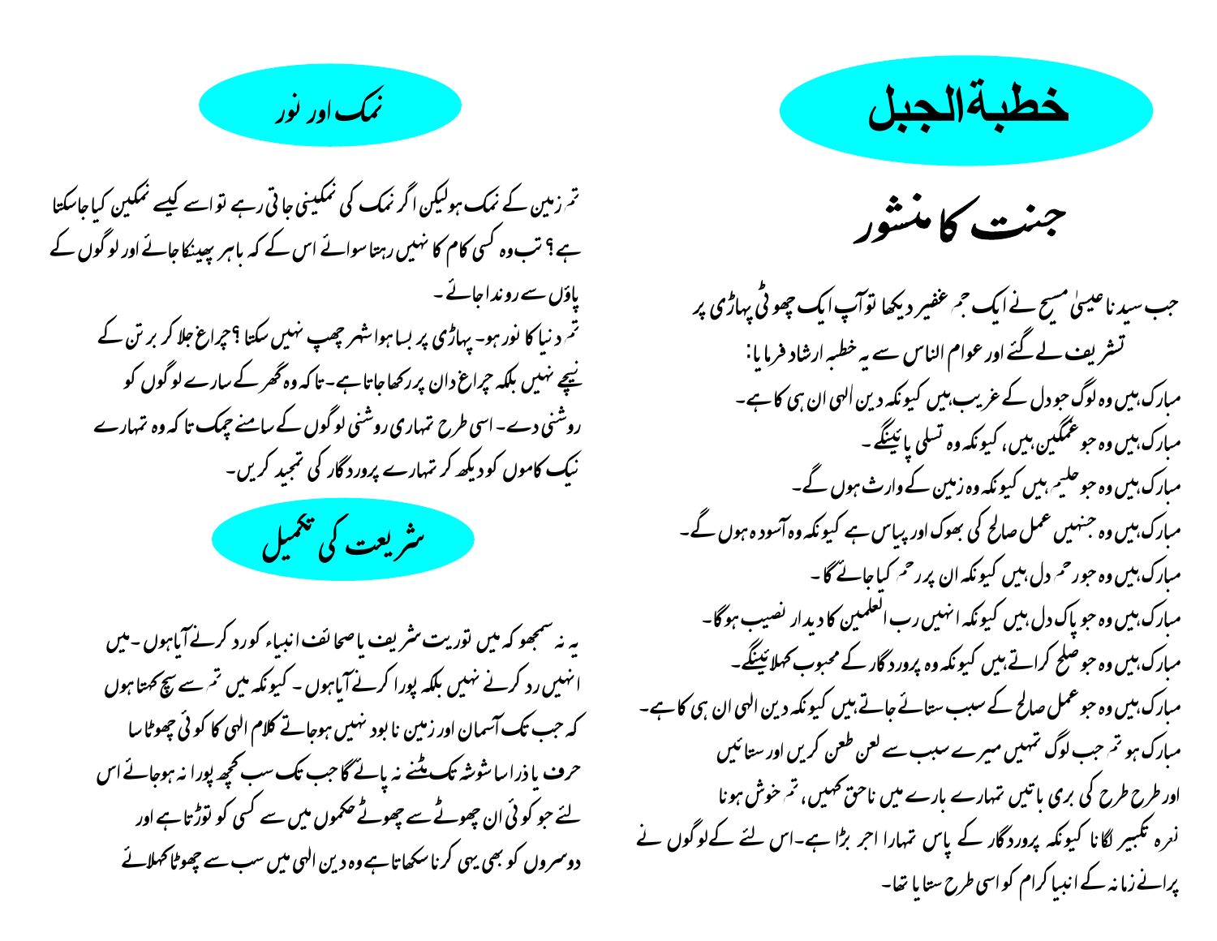# خطبۃالجبل

## جنت کا منشور

جب سیدنا عیسیٰ مسیح نے ایک جم غفیر دیکھا تو آپ ایک چھوٹی پہاڑی پر تشریف لے گئے اور عوام الناس سے یہ خطبہ ارشاد فرمایا:

مبارک ہیں وہ لوگ جو دل کے غریب ہیں کیونکہ دین الٰہی ان ہی کا ہے۔
مبارک ہیں وہ جو غمگین ہیں، کیونکہ وہ تسلی پائینگے۔
مبارک ہیں وہ جو حلیم ہیں کیونکہ وہ زمین کے وارث ہوں گے۔
مبارک ہیں وہ جنہیں عمل صالح کی بھوک اور پیاس ہے کیونکہ وہ آسودہ ہوں گے۔
مبارک ہیں وہ جو رحم دل ہیں کیونکہ ان پر رحم کیا جائے گا۔
مبارک ہیں وہ جو پاک دل ہیں کیونکہ انہیں رب العلمین کا دیدار نصیب ہوگا۔
مبارک ہیں وہ جو صلح کراتے ہیں کیونکہ وہ پروردگار کے محبوب کہلائینگے۔
مبارک ہیں وہ جو عمل صالح کے سبب ستائے جاتے ہیں کیونکہ دین الٰہی ان ہی کا ہے۔
مبارک ہو تم جب لوگ تمہیں میرے سبب سے لعن طعن کریں اور ستائیں اور طرح طرح کی بری باتیں تمہارے بارے میں ناحق کہیں، تم خوش ہونا نعرہ تکبیر لگانا کیونکہ پروردگار کے پاس تمہارا اجر بڑا ہے۔ اس لئے کہ لوگوں نے پرانے زمانہ کے انبیا کرام کو اسی طرح ستایا تھا۔

## نمک اور نور

تم زمین کے نمک ہو لیکن اگر نمک کی نمکینی جاتی رہے تو اسے کیسے نمکین کیا جاسکتا ہے؟ تب وہ کسی کام کا نہیں رہتا سوائے اس کے کہ باہر پھینکا جائے اور لوگوں کے پاؤں سے روندا جائے۔

تم دنیا کا نور ہو۔ پہاڑی پر بسا ہوا شہر چھپ نہیں سکتا؟ چراغ جلا کر برتن کے نیچے نہیں بلکہ چراغ دان پر رکھا جاتا ہے۔ تاکہ وہ گھر کے سارے لوگوں کو روشنی دے۔ اسی طرح تمہاری روشنی لوگوں کے سامنے چمک تاکہ وہ تمہارے نیک کاموں کو دیکھ کر تمہارے پروردگار کی تمجید کریں۔

## شریعت کی تکمیل

یہ نہ سمجھو کہ میں توریت شریف یا صحائف انبیاء کو رد کرنے آیا ہوں۔ میں انہیں رد کرنے نہیں بلکہ پورا کرنے آیا ہوں۔ کیونکہ میں تم سے سچ کہتا ہوں کہ جب تک آسمان اور زمین نابود نہیں ہوجاتے کلام الٰہی کا کوئی چھوٹا سا حرف یا ذرا سا شوشہ تک مٹنے نہ پائے گا جب تک سب کچھ پورا نہ ہوجائے اس لئے جو کوئی ان چھوٹے سے چھوٹے حکموں میں سے کسی کو توڑتا ہے اور دوسروں کو بھی یہی کرنا سکھاتا ہے وہ دین الٰہی میں سب سے چھوٹا کہلائے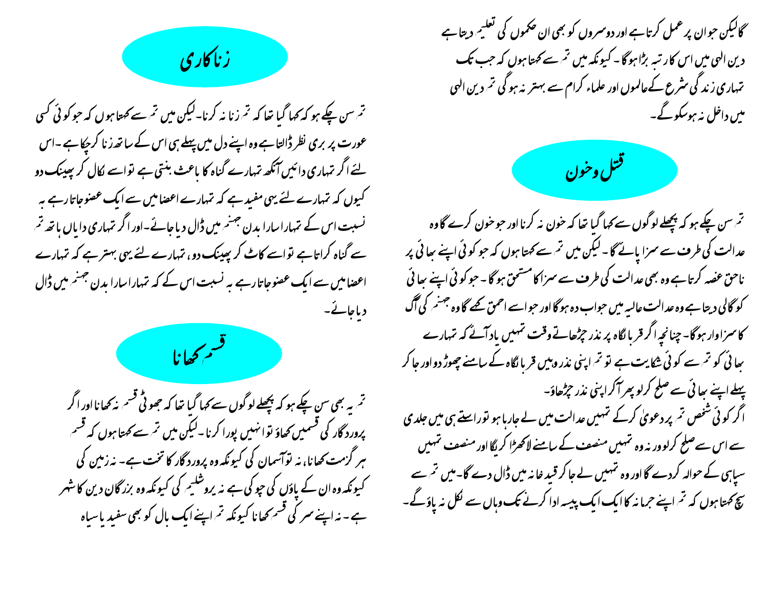گا لیکن جو ان پر عمل کرتا ہے اور دوسروں کو بھی ان حکموں کی تعلیم دیتا ہے دین الٰہی میں اس کا رتبہ بڑا ہوگا۔ کیونکہ میں تم سے کہتا ہوں کہ جب تک تمہاری زندگی شرع کے عالموں اور علماء کرام سے بہتر نہ ہوگی تم دین الٰہی میں داخل نہ ہو سکو گے۔

## قتل وخون

تم سن چکے ہو کہ پچھلے لوگوں سے کہا گیا تھا کہ خون نہ کرنا اور جو خون کرے گا وہ عدالت کی طرف سے سزا پائے گا۔ لیکن میں تم سے کہتا ہوں کہ جو کوئی اپنے بھائی پر ناحق غصہ کرتا ہے وہ بھی عدالت کی طرف سے سزا کا مستحق ہوگا۔ جو کوئی اپنے بھائی کو گالی دیتا ہے وہ عدالت عالیہ میں جواب دہ ہوگا اور جو اسے احمق کہے گا وہ جہنم کی آگ کا سزاوار ہوگا۔ چنانچہ اگر قربانگاہ پر نذر چڑھاتے وقت تمہیں یاد آئے کہ تمہارے بھائی کو تم سے کوئی شکایت ہے تو تم اپنی نذر وہیں قربانگاہ کے سامنے چھوڑ دو اور جا کر پہلے اپنے بھائی سے صلح کر لو پھر آ کر اپنی نذر چڑھاؤ۔
اگر کوئی شخص تم پر دعویٰ کر کے تمہیں عدالت میں لے جا رہا ہو تو راستے ہی میں جلدی سے اس سے صلح کر لو ورنہ وہ تمہیں منصف کے سامنے لا کھڑا کریگا اور منصف تمہیں سپاہی کے حوالہ کر دے گا اور وہ تمہیں لے جا کر قید خانہ میں ڈال دے گا۔ میں تم سے سچ کہتا ہوں کہ تم اپنے جرمانہ کا ایک ایک پیسہ ادا کرنے تک وہاں سے نکل نہ پاؤ گے۔

## زناکاری

تم سن چکے ہو کہ کہا گیا تھا کہ تم زنا نہ کرنا۔ لیکن میں تم سے کہتا ہوں کہ جو کوئی کسی عورت پر بری نظر ڈالتا ہے وہ اپنے دل میں پہلے ہی اس کے ساتھ زنا کر چکا ہے۔ اس لئے اگر تمہاری دائیں آنکھ تمہارے گناہ کا باعث بنتی ہے تو اسے نکال کر پھینک دو کیوں کہ تمہارے لئے یہی مفید ہے کہ تمہارے اعضا میں سے ایک عضو جاتا رہے بہ نسبت اس کے تمہارا سارا بدن جہنم میں ڈال دیا جائے۔ اور اگر تمہاری دایاں ہاتھ تم سے گناہ کراتا ہے تو اسے کاٹ کر پھینک دو، تمہارے لئے یہی بہتر ہے کہ تمہارے اعضا میں سے ایک عضو جاتا رہے بہ نسبت اس کے کہ تمہارا سارا بدن جہنم میں ڈال دیا جائے۔

## قسم کھانا

تم یہ بھی سن چکے ہو کہ پچھلے لوگوں سے کہا گیا تھا کہ جھوٹی قسم نہ کھانا اور اگر پروردگار کی قسمیں کھاؤ تو انہیں پورا کرنا۔ لیکن میں تم سے کہتا ہوں کہ قسم ہرگز مت کھانا، نہ تو آسمان کی کیونکہ وہ پروردگار کا تخت ہے۔ نہ زمین کی کیونکہ وہ ان کے پاؤں کی چوکی ہے نہ یروشلیم کی کیونکہ وہ بزرگان دین کا شہر ہے۔ نہ اپنے سر کی قسم کھانا کیونکہ تم اپنے ایک بال کو بھی سفید یا سیاہ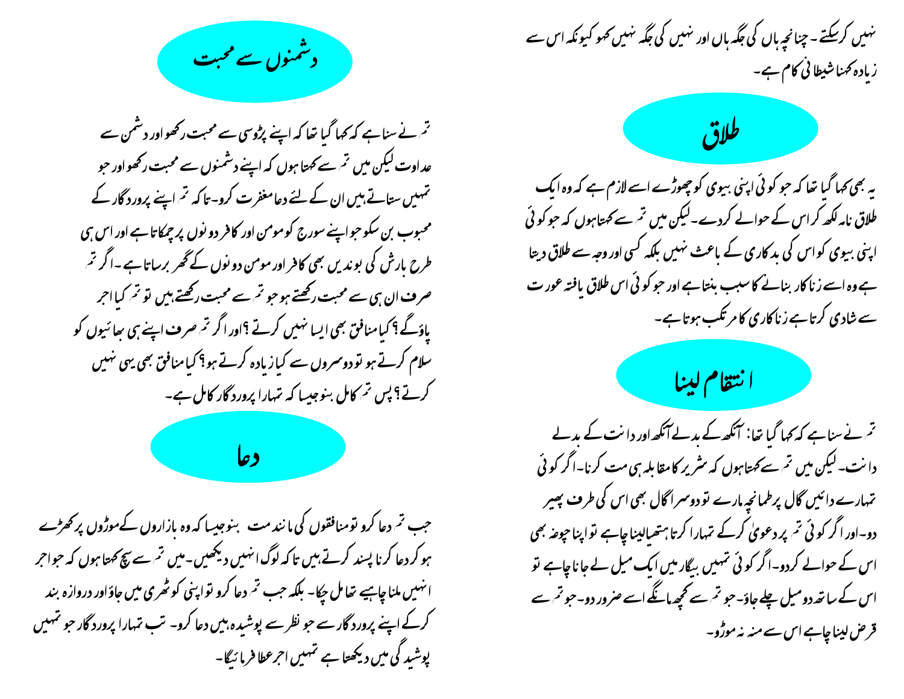نہیں کرسکتے۔ چنانچہ ہاں کی جگہ ہاں اور نہیں کی جگہ نہیں کہو کیونکہ اس سے زیادہ کہنا شیطانی کام ہے۔

## طلاق

یہ بھی کہا گیا تھا کہ جو کوئی اپنی بیوی کو چھوڑے اسے لازم ہے کہ وہ ایک طلاق نامہ لکھ کر اس کے حوالے کردے۔ لیکن میں تم سے کہتا ہوں کہ جو کوئی اپنی بیوی کو اس کی بدکاری کے باعث نہیں بلکہ کسی اور وجہ سے طلاق دیتا ہے وہ اسے زناکار بنانے کا سبب بنتا ہے اور جو کوئی اس طلاق یافتہ عورت سے شادی کرتا ہے زناکاری کا مرتکب ہوتا ہے۔

## انتقام لینا

تم نے سنا ہے کہ کہا گیا تھا: آنکھ کے بدلے آنکھ اور دانت کے بدلے دانت۔ لیکن میں تم سے کہتا ہوں کہ شریر کا مقابلہ ہی مت کرنا۔ اگر کوئی تمہارے دائیں گال پر طمانچہ مارے تو دوسرا گال بھی اس کی طرف پھیر دو۔ اور اگر کوئی تم پر دعویٰ کرکے تمہارا کرتا ہتھیا لینا چاہے تو اپنا چوغہ بھی اس کے حوالے کردو۔ اگر کوئی تمہیں بیگار میں ایک میل لے جانا چاہے تو اس کے ساتھ دو میل چلے جاؤ۔ جو تم سے کچھ مانگے اسے ضرور دو۔ جو تم سے قرض لینا چاہے اس سے منہ نہ موڑو۔

## دشمنوں سے محبت

تم نے سنا ہے کہ کہا گیا تھا کہ اپنے پڑوسی سے محبت رکھو اور دشمن سے عداوت لیکن میں تم سے کہتا ہوں کہ اپنے دشمنوں سے محبت رکھو اور جو تمہیں ستاتے ہیں ان کے لئے دعا مغفرت کرو۔ تاکہ تم اپنے پروردگار کے محبوب بن سکو جو اپنے سورج کو مومن اور کافر دونوں پر چمکاتا ہے اور اس ہی طرح بارش کی بوندیں بھی کافر اور مومن دونوں کے گھر برساتا ہے۔ اگر تم صرف ان ہی سے محبت رکھتے ہو جو تم سے محبت رکھتے ہیں تو تم کیا اجر پاؤ گے؟ کیا منافق بھی ایسا نہیں کرتے؟ اور اگر تم صرف اپنے ہی بھائیوں کو سلام کرتے ہو تو دوسروں سے کیا زیادہ کرتے ہو؟ کیا منافق بھی یہی نہیں کرتے؟ پس تم کامل بنو جیسا کہ تمہارا پروردگار کامل ہے۔

## دعا

جب تم دعا کرو تو منافقوں کی مانند مت بنو جیسا کہ وہ بازاروں کے موڑوں پر کھڑے ہو کر دعا کرنا پسند کرتے ہیں تاکہ لوگ انہیں دیکھیں۔ میں تم سے سچ کہتا ہوں کہ جو اجر انہیں ملنا چاہیے تھا مل چکا۔ بلکہ جب تم دعا کرو تو اپنی کوٹھری میں جاؤ اور دروازہ بند کرکے اپنے پروردگار سے جو نظر سے پوشیدہ ہیں دعا کرو۔ تب تمہارا پروردگار جو تمہیں پوشیدگی میں دیکھتا ہے تمہیں اجر عطا فرمائیگا۔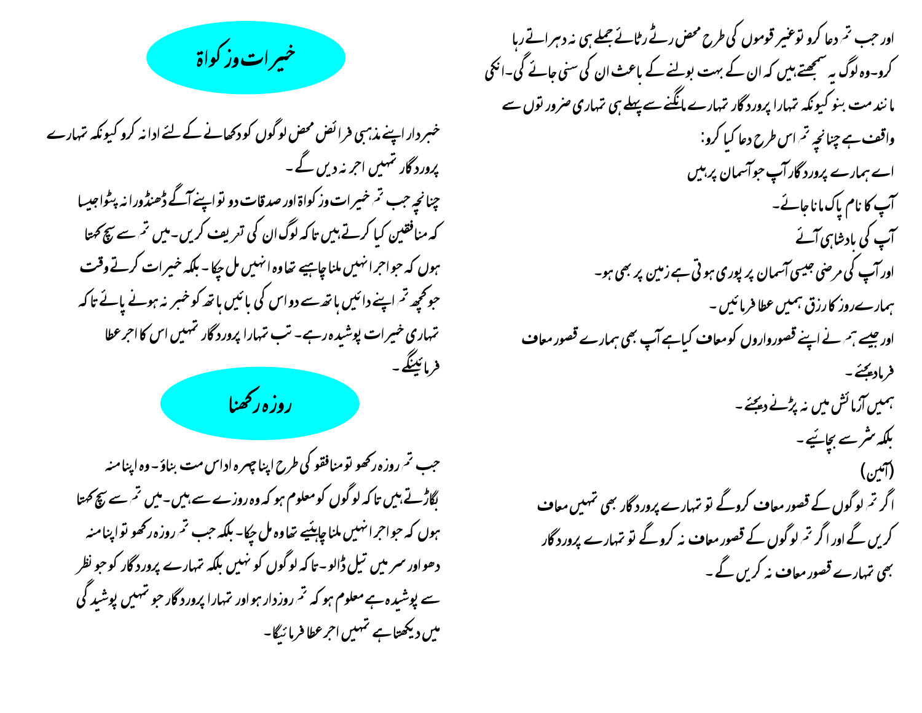اور جب تم دعا کرو تو غیر قوموں کی طرح محض رٹے رٹائے جملے ہی نہ دہراتے رہا کرو۔وہ لوگ یہ سمجھتے ہیں کہ ان کے بہت بولنے کے باعث ان کی سنی جائے گی۔انکی مانند مت بنو کیونکہ تمہارا پروردگار تمہارے مانگنے سے پہلے ہی تمہاری ضرورتوں سے واقف ہے چنانچہ تم اس طرح دعا کیا کرو:

اے ہمارے پروردگار آپ جو آسمان پر ہیں
آپ کا نام پاک مانا جائے۔
آپ کی بادشاہی آئے
اور آپ کی مرضی جیسی آسمان پر پوری ہوتی ہے زمین پر بھی ہو۔
ہمارے روز کا رزق ہمیں عطا فرمائیں۔
اور جیسے ہم نے اپنے قصورواروں کو معاف کیا ہے آپ بھی ہمارے قصور معاف فرمادیجئے۔
ہمیں آزمائش میں نہ پڑنے دیجئے۔
بلکہ شر سے بچائیے۔
(آمین)

اگر تم لوگوں کے قصور معاف کروگے تو تمہارے پروردگار بھی تمہیں معاف کریں گے اور اگر تم لوگوں کے قصور معاف نہ کروگے تو تمہارے پروردگار بھی تمہارے قصور معاف نہ کریں گے۔

## خیرات وزکواۃ

خبردار اپنے مذہبی فرائض محض لوگوں کو دکھانے کے لئے ادا نہ کرو کیونکہ تمہارے پروردگار تمہیں اجر نہ دیں گے۔
چنانچہ جب تم خیرات وزکواۃ اور صدقات دو تو اپنے آگے ڈھنڈورا نہ پٹوا جیسا کہ منافقین کیا کرتے ہیں تا کہ لوگ ان کی تعریف کریں۔میں تم سے سچ کہتا ہوں کہ جو اجر انہیں ملنا چاہیے تھا وہ انہیں مل چکا۔بلکہ خیرات کرتے وقت جو کچھ تم اپنے دائیں ہاتھ سے دو اس کی بائیں ہاتھ کو خبر نہ ہونے پائے تا کہ تمہاری خیرات پوشیدہ رہے۔تب تمہارا پروردگار تمہیں اس کا اجر عطا فرمائینگے۔

## روزہ رکھنا

جب تم روزہ رکھو تو منافقو کی طرح اپنا چہرہ اداس مت بناؤ۔وہ اپنا منہ بگاڑتے ہیں تا کہ لوگوں کو معلوم ہو کہ وہ روزے سے ہیں۔میں تم سے سچ کہتا ہوں کہ جو اجر انہیں ملنا چاہئیے تھا وہ مل چکا۔بلکہ جب تم روزہ رکھو تو اپنا منہ دھو اور سر میں تیل ڈالو۔تا کہ لوگوں کو نہیں بلکہ تمہارے پروردگار کو جو نظر سے پوشیدہ ہے معلوم ہو کہ تم روزدار ہو اور تمہارا پروردگار جو تمہیں پوشید گی میں دیکھتا ہے تمہیں اجر عطا فرمائیگا۔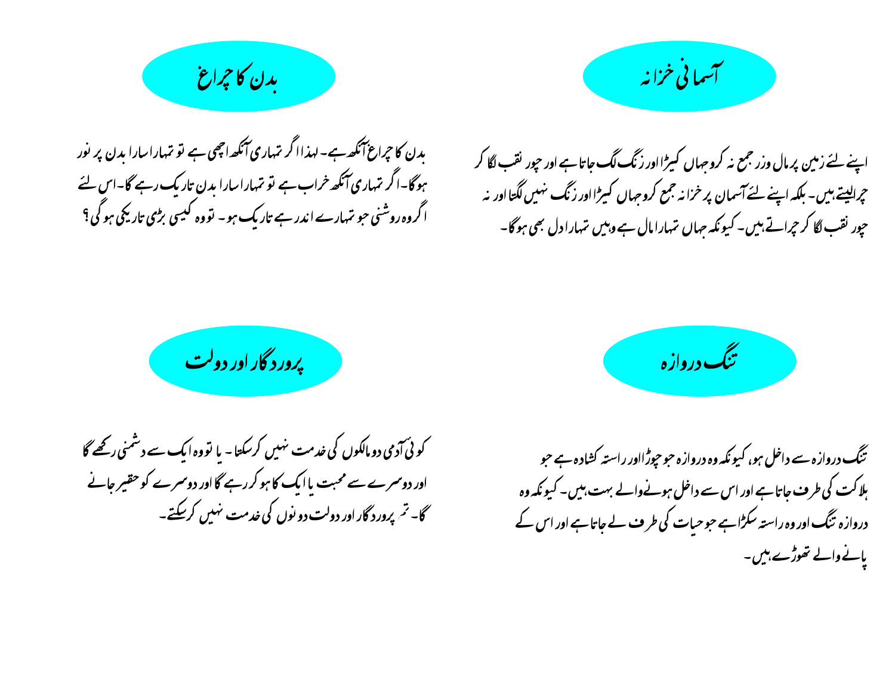## آسمانی خزانہ

اپنے لئے زمین پر مال وزر جمع نہ کرو جہاں کیڑا اور زنگ لگ جاتا ہے اور چور نقب لگا کر چرالیتے ہیں۔ بلکہ اپنے لئے آسمان پر خزانہ جمع کرو جہاں کیڑا اور زنگ نہیں لگتا اور نہ چور نقب لگا کر چراتے ہیں۔ کیونکہ جہاں تمہارا مال ہے وہیں تمہارا دل بھی ہو گا۔

## بدن کا چراغ

بدن کا چراغ آنکھ ہے۔ لہذا اگر تمہاری آنکھ اچھی ہے تو تمہارا سارا بدن پر نور ہو گا۔ اگر تمہاری آنکھ خراب ہے تو تمہارا سارا بدن تاریک رہے گا۔ اس لئے اگر وہ روشنی جو تمہارے اندر ہے تاریک ہو۔ تو وہ کیسی بڑی تاریکی ہو گی؟

## تنگ دروازہ

تنگ دروازہ سے داخل ہو، کیونکہ وہ دروازہ جو چوڑا اور راستہ کشادہ ہے جو ہلاکت کی طرف جاتا ہے اور اس سے داخل ہونے والے بہت ہیں۔ کیونکہ وہ دروازہ تنگ اور وہ راستہ سکڑا ہے جو حیات کی طرف لے جاتا ہے اور اس کے پانے والے تھوڑے ہیں۔

## پروردگار اور دولت

کوئی آدمی دو مالکوں کی خدمت نہیں کرسکتا۔ یا تو وہ ایک سے دشمنی رکھے گا اور دوسرے سے محبت یا ایک کا ہو کر رہے گا اور دوسرے کو حقیر جانے گا۔ تم پروردگار اور دولت دونوں کی خدمت نہیں کرسکتے۔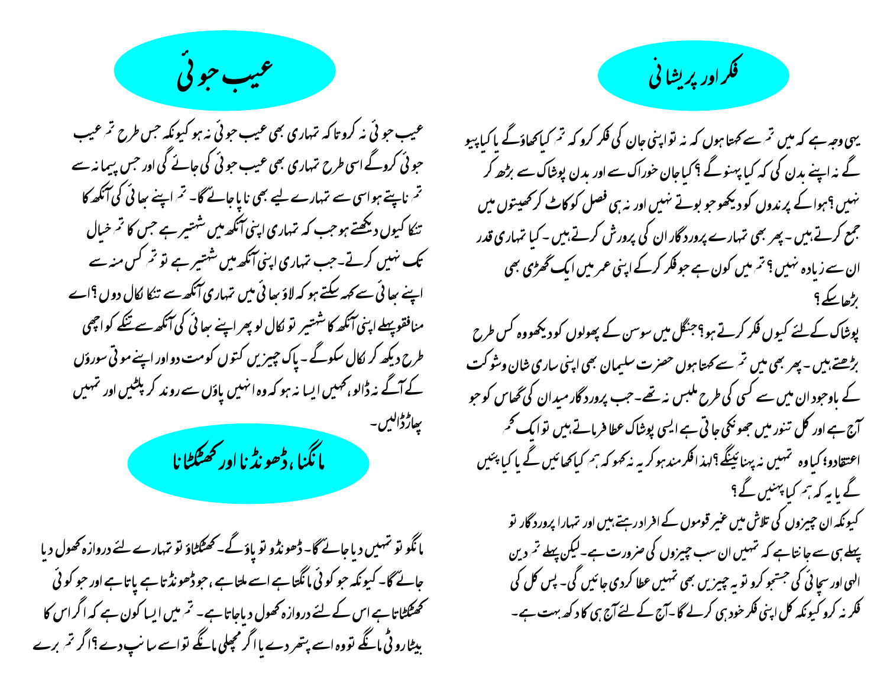## فکر اور پریشانی

یہی وجہ ہے کہ میں تم سے کہتا ہوں کہ نہ تو اپنی جان کی فکر کرو کہ تم کیا کھاؤگے یا کیا پیو گے نہ اپنے بدن کی کہ کیا پہنوگے ؟ کیا جان خوراک سے اور بدن پوشاک سے بڑھ کر نہیں ؟ ہوا کے پرندوں کو دیکھو جو بوتے نہیں اور نہ ہی فصل کو کاٹ کر کھیتوں میں جمع کرتے ہیں ۔ پھر بھی تمہارے پروردگار ان کی پرورش کرتے ہیں ۔ کیا تمہاری قدر ان سے زیادہ نہیں ؟ تم میں کون ہے جو فکر کرکے اپنی عمر میں ایک گھڑی بھی بڑھا سکے ؟

پوشاک کے لئے کیوں فکر کرتے ہو؟ جنگل میں سوسن کے پھولوں کو دیکھو وہ کس طرح بڑھتے ہیں ۔ پھر بھی میں تم سے کہتا ہوں حضرت سلیمان بھی اپنی ساری شان و شوکت کے باوجود ان میں سے کسی کی طرح ملبس نہ تھے ۔ جب پروردگار میدان کی گھاس کو جو آج ہے اور کل تنور میں جھونکی جاتی ہے ایسی پوشاک عطا فرماتے ہیں تو اے کم اعتقادو! کیا وہ تمہیں نہ پہنائینگے ؟ لہذا فکر مند ہو کر یہ نہ کہو کہ ہم کیا کھائیں گے یا کیا پئیں گے یا یہ کہ ہم کیا پہنیں گے ؟

کیونکہ ان چیزوں کی تلاش میں غیر قوموں کے افراد رہتے ہیں اور تمہارا پروردگار تو پہلے ہی سے جانتا ہے کہ تمہیں ان سب چیزوں کی ضرورت ہے ۔ لیکن پہلے تم دین الہی اور سچائی کی جستجو کرو تو یہ چیزیں بھی تمہیں عطا کر دی جائیں گی ۔ پس کل کی فکر نہ کرو کیونکہ کل اپنی فکر خود ہی کر لے گا ۔ آج کے لئے آج ہی کا دکھ بہت ہے ۔

## عیب جوئی

عیب جوئی نہ کرو تا کہ تمہاری بھی عیب جوئی نہ ہو کیونکہ جس طرح تم عیب جوئی کروگے اسی طرح تمہاری بھی عیب جوئی کی جائے گی اور جس پیمانہ سے تم ناپتے ہو اسی سے تمہارے لیے بھی ناپا جائے گا ۔ تم اپنے بھائی کی آنکھ کا تنکا کیوں دیکھتے ہو جب کہ تمہاری اپنی آنکھ میں شہتیر ہے جس کا تم خیال تک نہیں کرتے ۔ جب تمہاری اپنی آنکھ میں شہتیر ہے تو تم کس منہ سے اپنے بھائی سے کہہ سکتے ہو کہ لاؤ بھائی میں تمہاری آنکھ سے تنکا نکال دوں ؟ اے منافقو پہلے اپنی آنکھ کا شہتیر تو نکال لو پھر اپنے بھائی کی آنکھ سے تنکے کو اچھی طرح دیکھ کر نکال سکوگے ۔ پاک چیزیں کتوں کو مت دو اور اپنے موتی سوروں کے آگے نہ ڈالو، کہیں ایسا نہ ہو کہ وہ انہیں پاؤں سے روند کر پلٹیں اور تمہیں پھاڑ ڈالیں ۔

## مانگنا، ڈھونڈنا اور کھٹکھٹانا

مانگو تو تمہیں دیا جائے گا ۔ ڈھونڈو تو پاؤ گے ۔ کھٹکھٹاؤ تو تمہارے لئے دروازہ کھول دیا جائے گا ۔ کیونکہ جو کوئی مانگتا ہے اسے ملتا ہے ، جو ڈھونڈتا ہے پاتا ہے اور جو کوئی کھٹکھٹاتا ہے اس کے لئے دروازہ کھول دیا جاتا ہے ۔ تم میں ایسا کون ہے کہ اگر اس کا بیٹا روٹی مانگے تو وہ اسے پتھر دے یا اگر مچھلی مانگے تو اسے سانپ دے ؟ اگر تم برے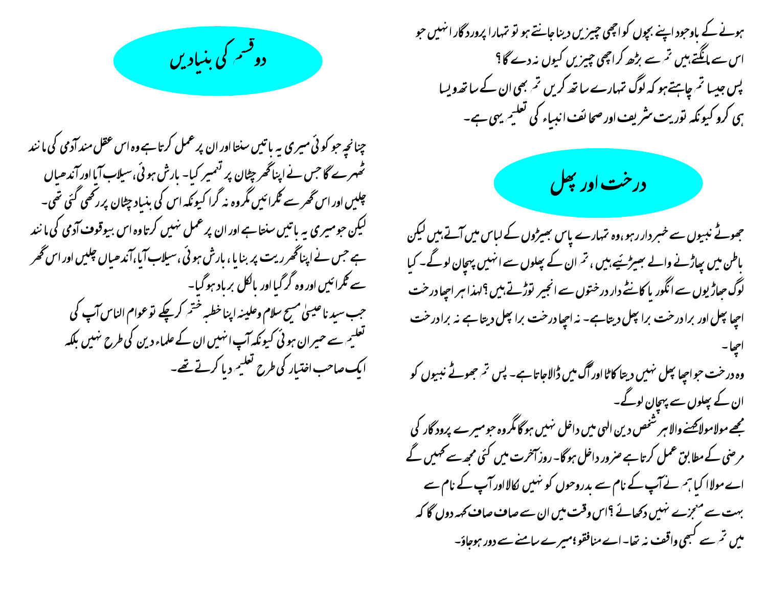ہونے کے باوجود اپنے بچوں کو اچھی چیزیں دینا جانتے ہو تو تمہارا پروردگار انہیں جو اس سے مانگتے ہیں تم سے بڑھ کر اچھی چیزیں کیوں نہ دے گا؟
پس جیسا تم چاہتے ہو کہ لوگ تمہارے ساتھ کریں تم بھی ان کے ساتھ ویسا ہی کرو کیونکہ توریت شریف اور صحائف انبیاء کی تعلیم یہی ہے۔

## درخت اور پھل

جھوٹے نبیوں سے خبردار رہو، وہ تمہارے پاس بھیڑوں کے لباس میں آتے ہیں لیکن باطن میں پھاڑنے والے بھیڑئیے ہیں، تم ان کے پھلوں سے انہیں پہچان لوگے۔ کیا لوگ جھاڑیوں سے انگور یا کانٹے دار درختوں سے انجیر توڑتے ہیں؟ لہذا ہر اچھا درخت اچھا پھل اور برا درخت برا پھل دیتا ہے۔ نہ اچھا درخت برا پھل دیتا ہے نہ برا درخت اچھا۔
وہ درخت جو اچھا پھل نہیں دیتا کاٹا اور آگ میں ڈالا جاتا ہے۔ پس تم جھوٹے نبیوں کو ان کے پھلوں سے پہچان لوگے۔
مجھے مولا مولا کہنے والا ہر شخص دین الہی میں داخل نہیں ہوگا مگر وہ جو میرے پرودگار کی مرضی کے مطابق عمل کرتا ہے ضرور داخل ہوگا۔ روز آخرت میں کئی مجھ سے کہیں گے اے مولا! کیا ہم نے آپ کے نام سے بدروحوں کو نہیں نکالا اور آپ کے نام سے بہت سے معجزے نہیں دکھائے؟ اس وقت میں ان سے صاف صاف کہہ دوں گا کہ میں تم سے کبھی واقف نہ تھا۔ اے منافقو؛ میرے سامنے سے دور ہوجاؤ۔

## دو قسم کی بنیادیں

چنانچہ جو کوئی میری یہ باتیں سنتا اور ان پر عمل کرتا ہے وہ اس عقل مند آدمی کی مانند ٹھہرے گا جس نے اپنا گھر چٹان پر تعمیر کیا۔ بارش ہوئی، سیلاب آیا اور آندھیاں چلیں اور اس گھر سے ٹکرائیں مگر وہ نہ گرا کیونکہ اس کی بنیاد چٹان پر رکھی گئی تھی۔
لیکن جو میری یہ باتیں سنتا ہے اور ان پر عمل نہیں کرتا وہ اس بیوقوف آدمی کی مانند ہے جس نے اپنا گھر ریت پر بنایا، بارش ہوئی، سیلاب آیا، آندھیاں چلیں اور اس گھر سے ٹکرائیں اور وہ گر گیا اور بالکل برباد ہوگیا۔
جب سیدنا عیسیٰ مسیح سلام وعلیہ اپنا خطبہ ختم کر چکے تو عوام الناس آپ کی تعلیم سے حیران ہوئی کیونکہ آپ انہیں ان کے علماء دین کی طرح نہیں بلکہ ایک صاحب اختیار کی طرح تعلیم دیا کرتے تھے۔